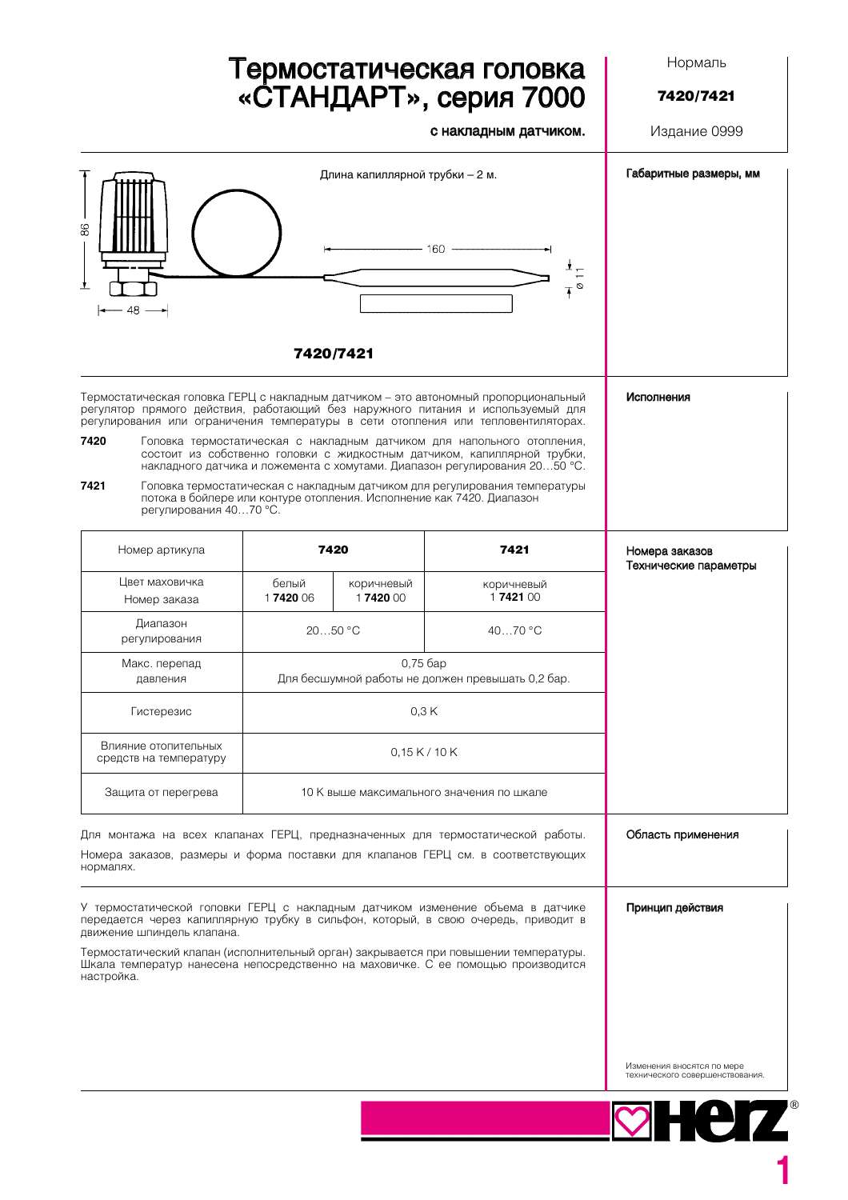# Термостатическая головка «СТАНДАРТ», серия 7000

**с накладным датчиком.**

Нормаль

**7420/7421**

Издание 0999

## Габаритные размеры, мм

Длина капиллярной трубки – 2 м.

86

48

160

ø 11

**7420/7421**

## Исполнения

Термостатическая головка ГЕРЦ с накладным датчиком – это автономный пропорциональный регулятор прямого действия, работающий без наружного питания и используемый для регулирования или ограничения температуры в сети отопления или тепловентиляторах.

**7420** Головка термостатическая с накладным датчиком для напольного отопления, состоит из собственно головки с жидкостным датчиком, капиллярной трубки, накладного датчика и ложемента с хомутами. Диапазон регулирования 20…50 °C.

**7421** Головка термостатическая с накладным датчиком для регулирования температуры потока в бойлере или контуре отопления. Исполнение как 7420. Диапазон регулирования 40…70 °C.

## Номера заказов
## Технические параметры

| Номер артикула | **7420** | | **7421** |
|---|---|---|---|
| Цвет маховичка<br>Номер заказа | белый<br>1 **7420** 06 | коричневый<br>1 **7420** 00 | коричневый<br>1 **7421** 00 |
| Диапазон регулирования | 20…50 °C | | 40…70 °C |
| Макс. перепад давления | 0,75 бар<br>Для бесшумной работы не должен превышать 0,2 бар. | | |
| Гистерезис | 0,3 K | | |
| Влияние отопительных средств на температуру | 0,15 K / 10 K | | |
| Защита от перегрева | 10 K выше максимального значения по шкале | | |

## Область применения

Для монтажа на всех клапанах ГЕРЦ, предназначенных для термостатической работы.

Номера заказов, размеры и форма поставки для клапанов ГЕРЦ см. в соответствующих нормалях.

## Принцип действия

У термостатической головки ГЕРЦ с накладным датчиком изменение обьема в датчике передается через капиллярную трубку в сильфон, который, в свою очередь, приводит в движение шпиндель клапана.

Термостатический клапан (исполнительный орган) закрывается при повышении температуры. Шкала температур нанесена непосредственно на маховичке. С ее помощью производится настройка.

Изменения вносятся по мере технического совершенствования.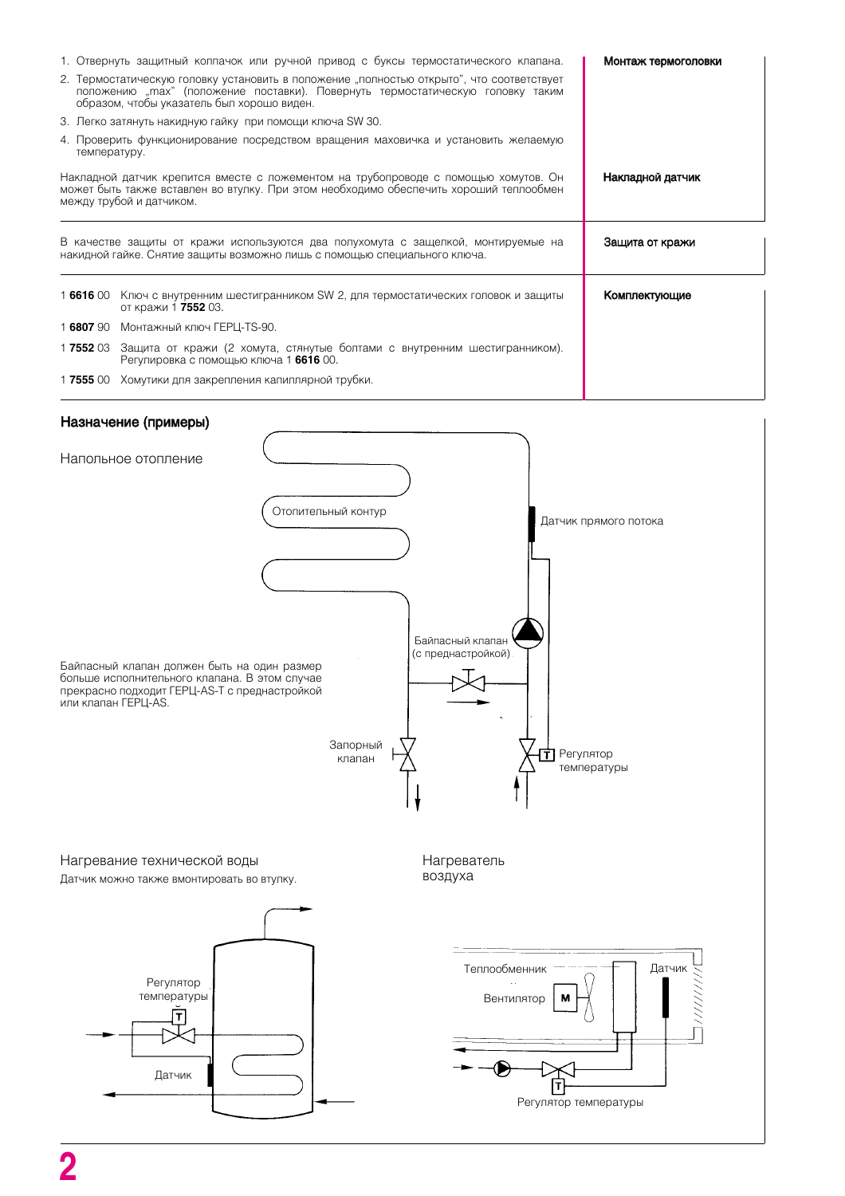### Монтаж термоголовки

1. Отвернуть защитный колпачок или ручной привод с буксы термостатического клапана.
2. Термостатическую головку установить в положение „полностью открыто", что соответствует положению „max" (положение поставки). Повернуть термостатическую головку таким образом, чтобы указатель был хорошо виден.
3. Легко затянуть накидную гайку при помощи ключа SW 30.
4. Проверить функционирование посредством вращения маховичка и установить желаемую температуру.

### Накладной датчик

Накладной датчик крепится вместе с ложементом на трубопроводе с помощью хомутов. Он может быть также вставлен во втулку. При этом необходимо обеспечить хороший теплообмен между трубой и датчиком.

### Защита от кражи

В качестве защиты от кражи используются два полухомута с защелкой, монтируемые на накидной гайке. Снятие защиты возможно лишь с помощью специального ключа.

### Комплектующие

1 **6616** 00 Ключ с внутренним шестигранником SW 2, для термостатических головок и защиты от кражи 1 **7552** 03.

1 **6807** 90 Монтажный ключ ГЕРЦ-TS-90.

1 **7552** 03 Защита от кражи (2 хомута, стянутые болтами с внутренним шестигранником). Регулировка с помощью ключа 1 **6616** 00.

1 **7555** 00 Хомутики для закрепления капиллярной трубки.

## Назначение (примеры)

Напольное отопление

Отопительный контур

Датчик прямого потока

Байпасный клапан (с преднастройкой)

Байпасный клапан должен быть на один размер больше исполнительного клапана. В этом случае прекрасно подходит ГЕРЦ-AS-T с преднастройкой или клапан ГЕРЦ-AS.

Запорный клапан

Регулятор температуры

Нагревание технической воды

Датчик можно также вмонтировать во втулку.

Регулятор температуры

Датчик

Нагреватель воздуха

Теплообменник

Датчик

Вентилятор

Регулятор температуры